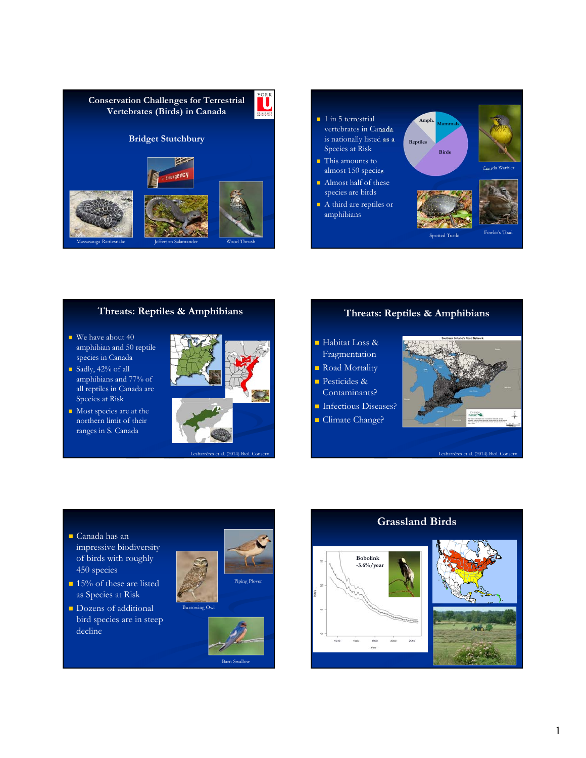## Conservation Challenges for Terrestrial Vertebrates (Birds) in Canada

### Bridget Stutchbury

Massasauga Rattlesnake

Jefferson Salamander

Wood Thrush

---

- 1 in 5 terrestrial vertebrates in Canada is nationally listed as a Species at Risk
- This amounts to almost 150 species
- Almost half of these species are birds
- A third are reptiles or amphibians

Amph. Mammals Reptiles Birds

Canada Warbler

Spotted Turtle

Fowler's Toad

---

## Threats: Reptiles & Amphibians

- We have about 40 amphibian and 50 reptile species in Canada
- Sadly, 42% of all amphibians and 77% of all reptiles in Canada are Species at Risk
- Most species are at the northern limit of their ranges in S. Canada

Lesbarrères et al. (2014) Biol. Conserv.

---

## Threats: Reptiles & Amphibians

- Habitat Loss & Fragmentation
- Road Mortality
- Pesticides & Contaminants?
- Infectious Diseases?
- Climate Change?

Southern Ontario's Road Network

Lesbarrères et al. (2014) Biol. Conserv.

---

- Canada has an impressive biodiversity of birds with roughly 450 species
- 15% of these are listed as Species at Risk
- Dozens of additional bird species are in steep decline

Piping Plover

Burrowing Owl

Barn Swallow

---

## Grassland Birds

Bobolink -3.6%/year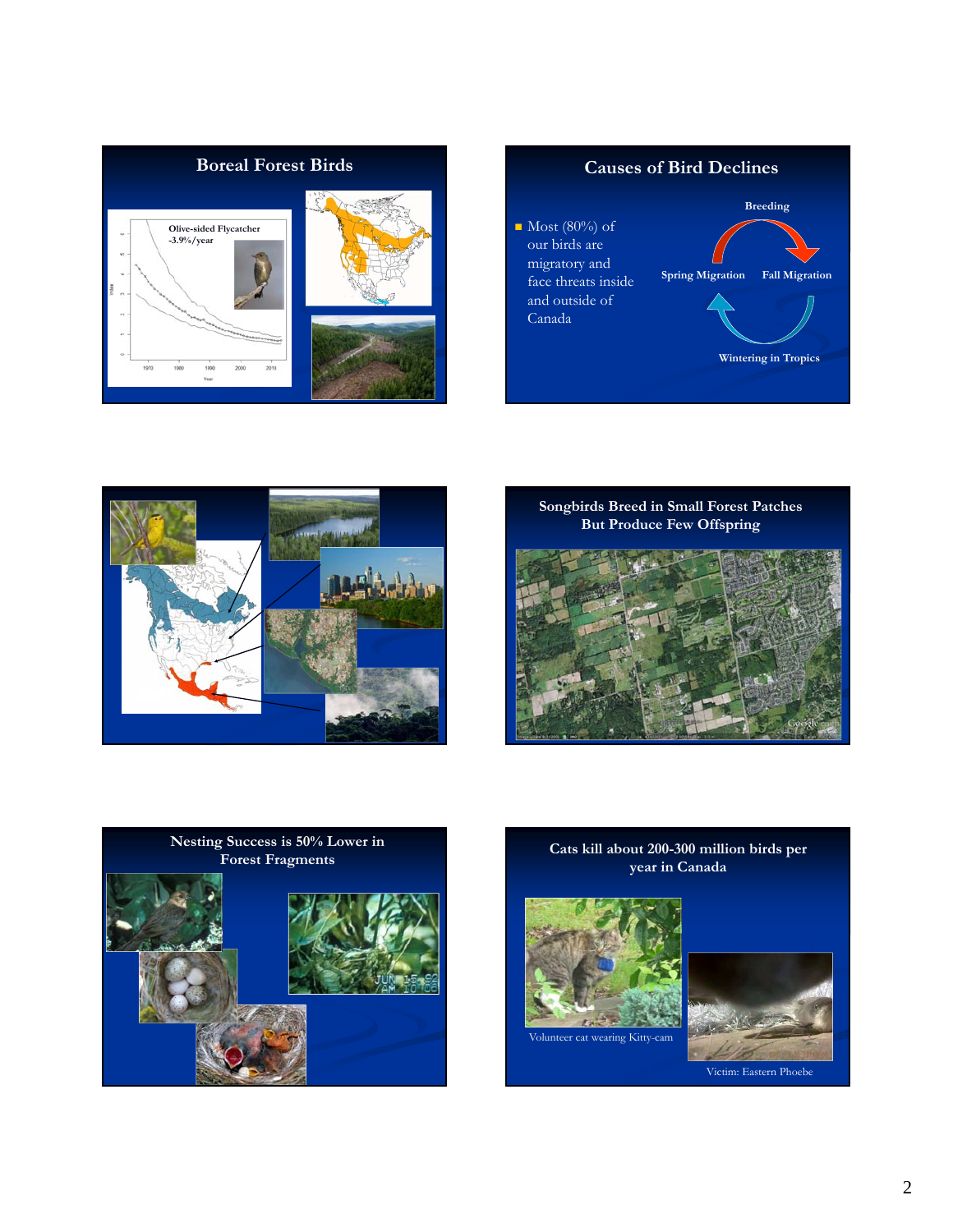## Boreal Forest Birds

Olive-sided Flycatcher
-3.9%/year

## Causes of Bird Declines

- Most (80%) of our birds are migratory and face threats inside and outside of Canada

Breeding

Spring Migration

Fall Migration

Wintering in Tropics

## Songbirds Breed in Small Forest Patches But Produce Few Offspring

## Nesting Success is 50% Lower in Forest Fragments

## Cats kill about 200-300 million birds per year in Canada

Volunteer cat wearing Kitty-cam

Victim: Eastern Phoebe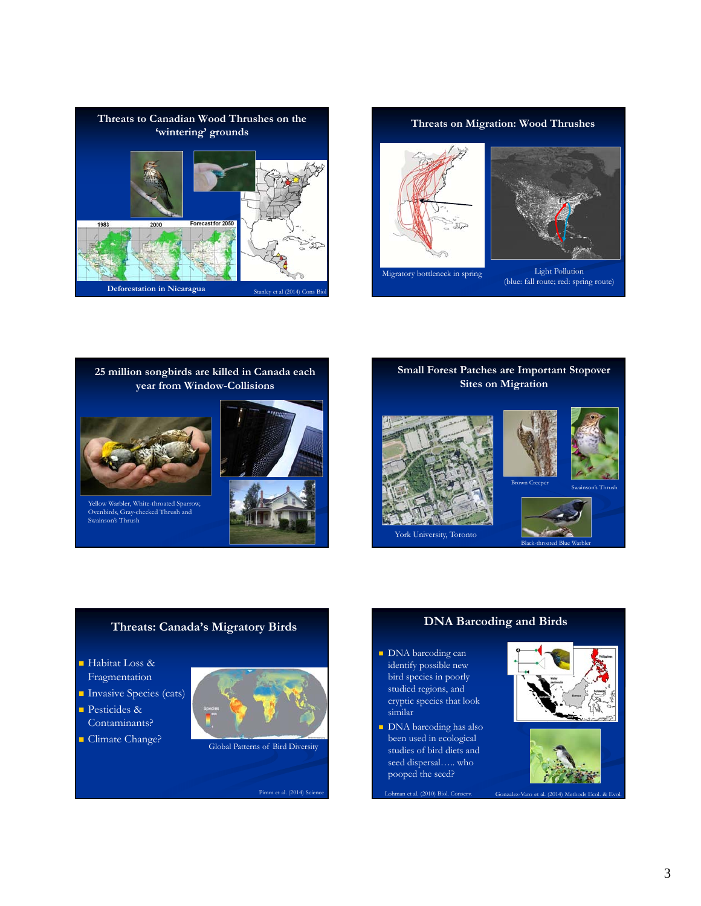## Threats to Canadian Wood Thrushes on the 'wintering' grounds

1983

2000

Forecast for 2050

Deforestation in Nicaragua

Stanley et al (2014) Cons Biol

## Threats on Migration: Wood Thrushes

Migratory bottleneck in spring

Light Pollution
(blue: fall route; red: spring route)

## 25 million songbirds are killed in Canada each year from Window-Collisions

Yellow Warbler, White-throated Sparrow, Ovenbirds, Gray-cheeked Thrush and Swainson's Thrush

## Small Forest Patches are Important Stopover Sites on Migration

York University, Toronto

Brown Creeper

Swainson's Thrush

Black-throated Blue Warbler

## Threats: Canada's Migratory Birds

- Habitat Loss & Fragmentation
- Invasive Species (cats)
- Pesticides & Contaminants?
- Climate Change?

Species

Global Patterns of Bird Diversity

Pimm et al. (2014) Science

## DNA Barcoding and Birds

- DNA barcoding can identify possible new bird species in poorly studied regions, and cryptic species that look similar
- DNA barcoding has also been used in ecological studies of bird diets and seed dispersal….. who pooped the seed?

Philippines

Malay peninsula

Borneo

Sulawesi

Sumatra

Java

Lohman et al. (2010) Biol. Conserv.

Gonzalez-Varo et al. (2014) Methods Ecol. & Evol.